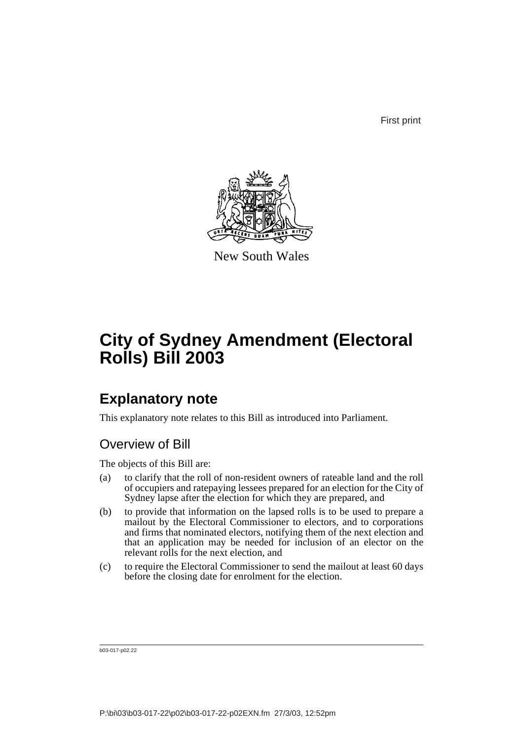First print

New South Wales

# City of Sydney Amendment (Electoral Rolls) Bill 2003

## Explanatory note

This explanatory note relates to this Bill as introduced into Parliament.

### Overview of Bill

The objects of this Bill are:

(a) to clarify that the roll of non-resident owners of rateable land and the roll of occupiers and ratepaying lessees prepared for an election for the City of Sydney lapse after the election for which they are prepared, and

(b) to provide that information on the lapsed rolls is to be used to prepare a mailout by the Electoral Commissioner to electors, and to corporations and firms that nominated electors, notifying them of the next election and that an application may be needed for inclusion of an elector on the relevant rolls for the next election, and

(c) to require the Electoral Commissioner to send the mailout at least 60 days before the closing date for enrolment for the election.

b03-017-p02.22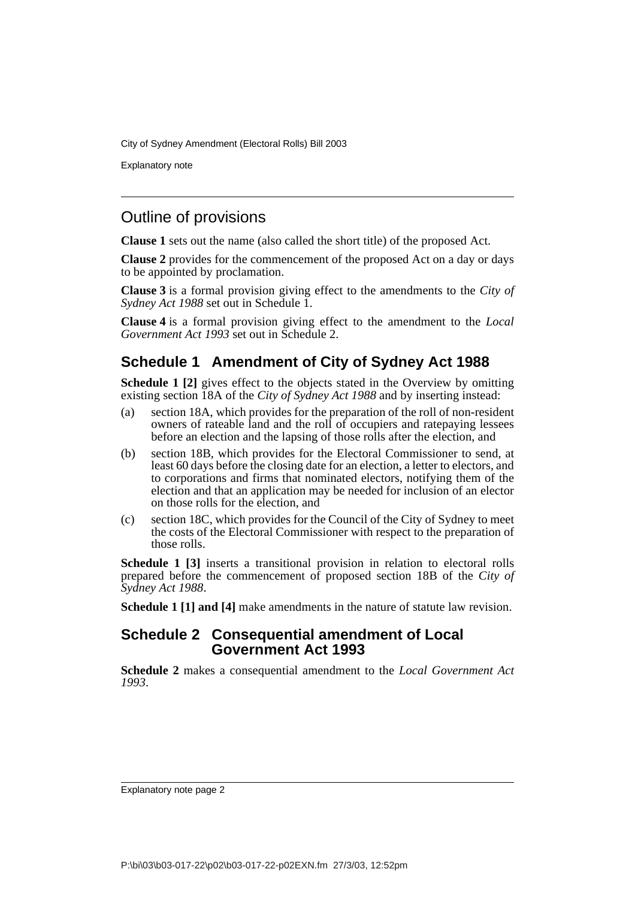## Outline of provisions

**Clause 1** sets out the name (also called the short title) of the proposed Act.

**Clause 2** provides for the commencement of the proposed Act on a day or days to be appointed by proclamation.

**Clause 3** is a formal provision giving effect to the amendments to the *City of Sydney Act 1988* set out in Schedule 1.

**Clause 4** is a formal provision giving effect to the amendment to the *Local Government Act 1993* set out in Schedule 2.

## Schedule 1 Amendment of City of Sydney Act 1988

**Schedule 1 [2]** gives effect to the objects stated in the Overview by omitting existing section 18A of the *City of Sydney Act 1988* and by inserting instead:

(a) section 18A, which provides for the preparation of the roll of non-resident owners of rateable land and the roll of occupiers and ratepaying lessees before an election and the lapsing of those rolls after the election, and

(b) section 18B, which provides for the Electoral Commissioner to send, at least 60 days before the closing date for an election, a letter to electors, and to corporations and firms that nominated electors, notifying them of the election and that an application may be needed for inclusion of an elector on those rolls for the election, and

(c) section 18C, which provides for the Council of the City of Sydney to meet the costs of the Electoral Commissioner with respect to the preparation of those rolls.

**Schedule 1 [3]** inserts a transitional provision in relation to electoral rolls prepared before the commencement of proposed section 18B of the *City of Sydney Act 1988*.

**Schedule 1 [1] and [4]** make amendments in the nature of statute law revision.

## Schedule 2 Consequential amendment of Local Government Act 1993

**Schedule 2** makes a consequential amendment to the *Local Government Act 1993*.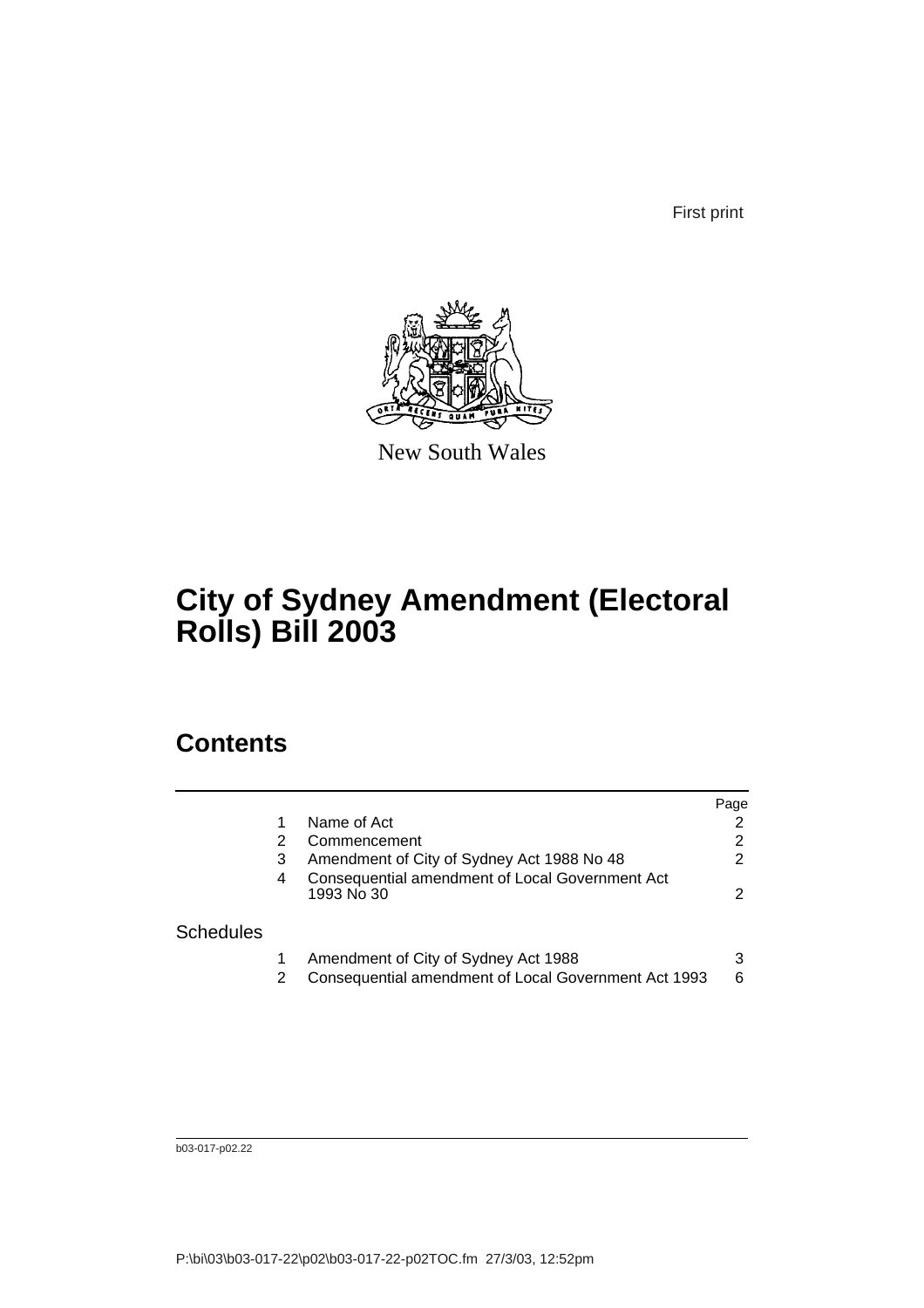First print

New South Wales

# City of Sydney Amendment (Electoral Rolls) Bill 2003

## Contents

| | | | Page |
|---|---|---|---|
| | 1 | Name of Act | 2 |
| | 2 | Commencement | 2 |
| | 3 | Amendment of City of Sydney Act 1988 No 48 | 2 |
| | 4 | Consequential amendment of Local Government Act 1993 No 30 | 2 |
| Schedules | | | |
| | 1 | Amendment of City of Sydney Act 1988 | 3 |
| | 2 | Consequential amendment of Local Government Act 1993 | 6 |

b03-017-p02.22

P:\bi\03\b03-017-22\p02\b03-017-22-p02TOC.fm 27/3/03, 12:52pm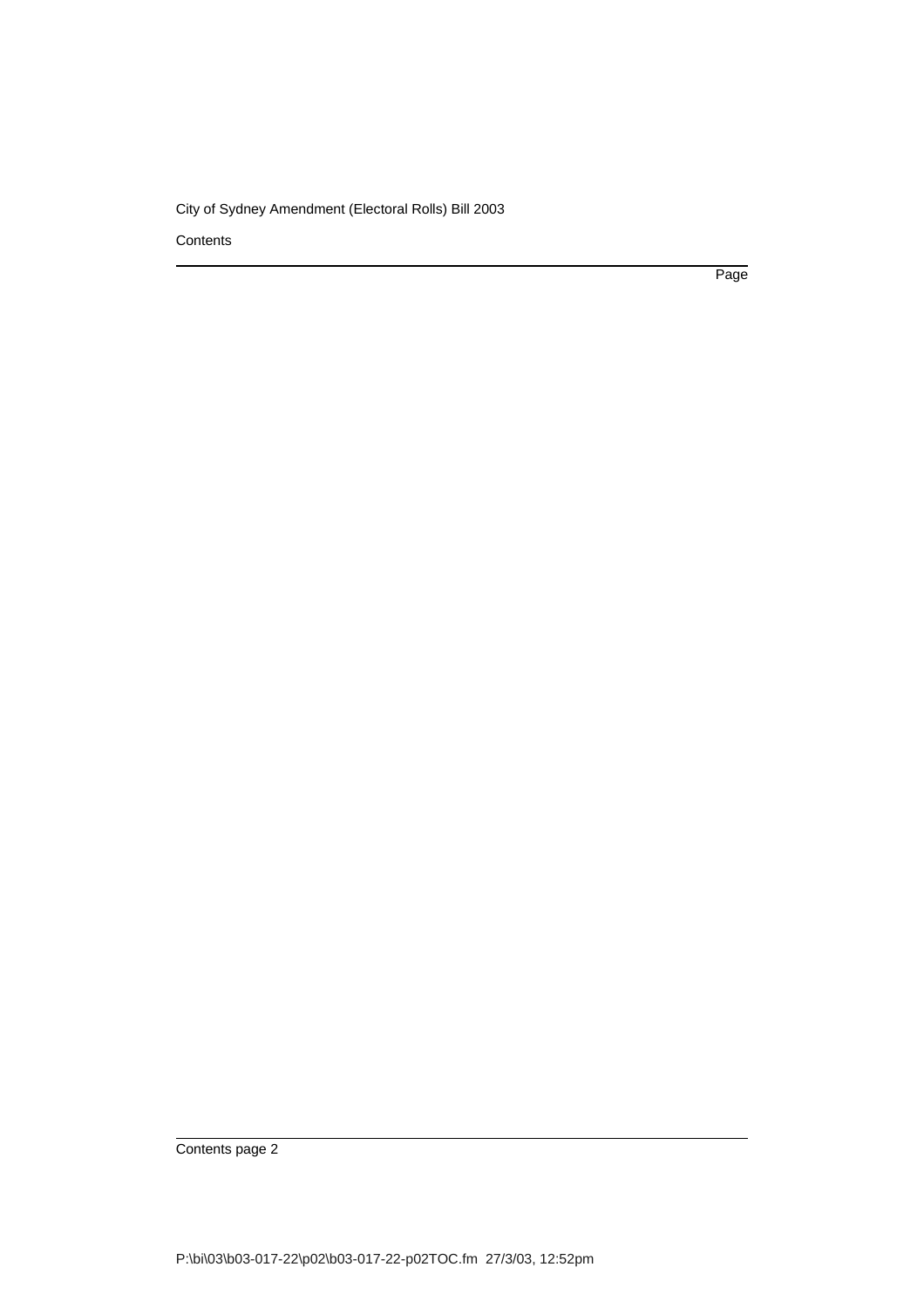Contents

Page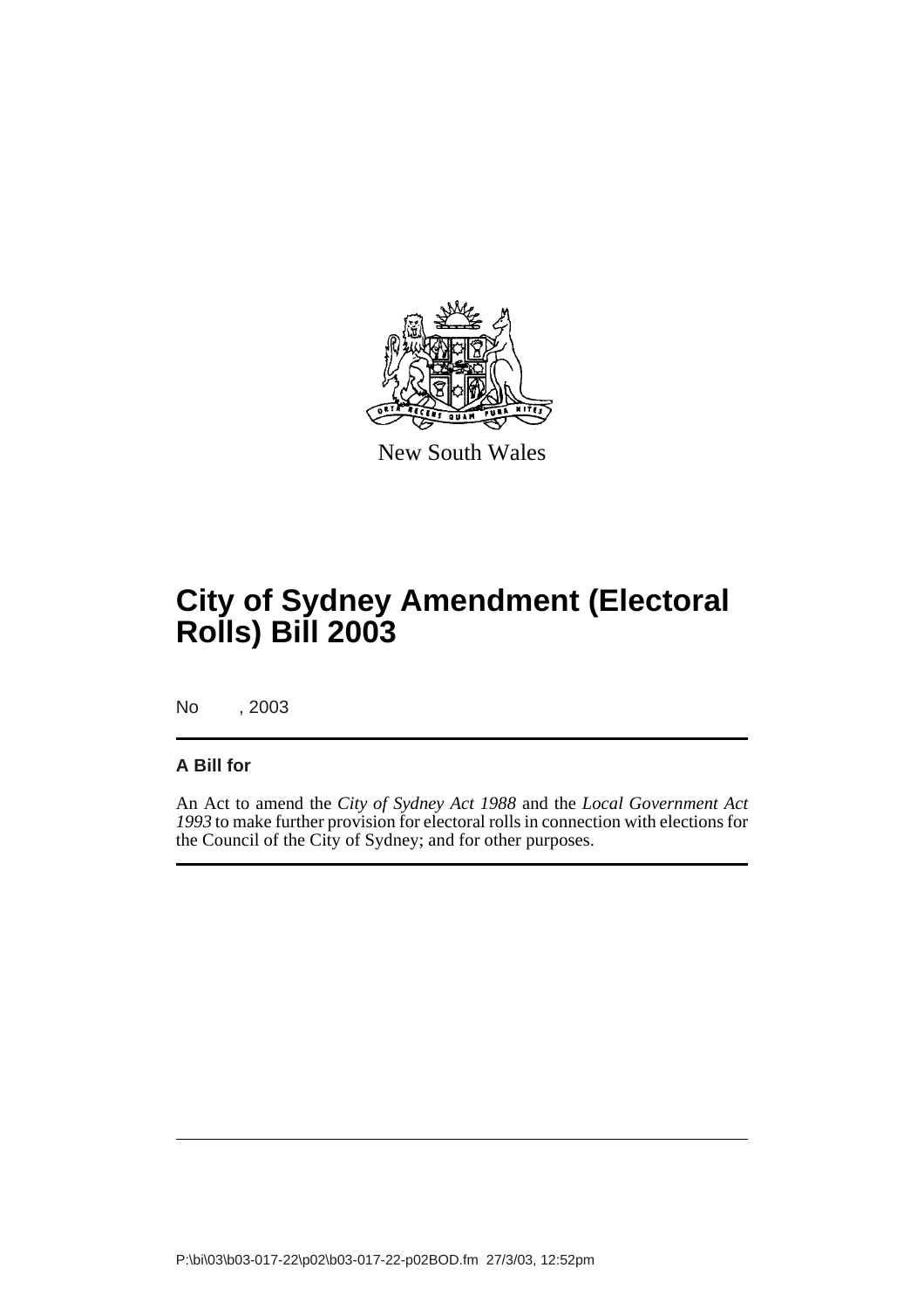New South Wales

# City of Sydney Amendment (Electoral Rolls) Bill 2003

No , 2003

**A Bill for**

An Act to amend the *City of Sydney Act 1988* and the *Local Government Act 1993* to make further provision for electoral rolls in connection with elections for the Council of the City of Sydney; and for other purposes.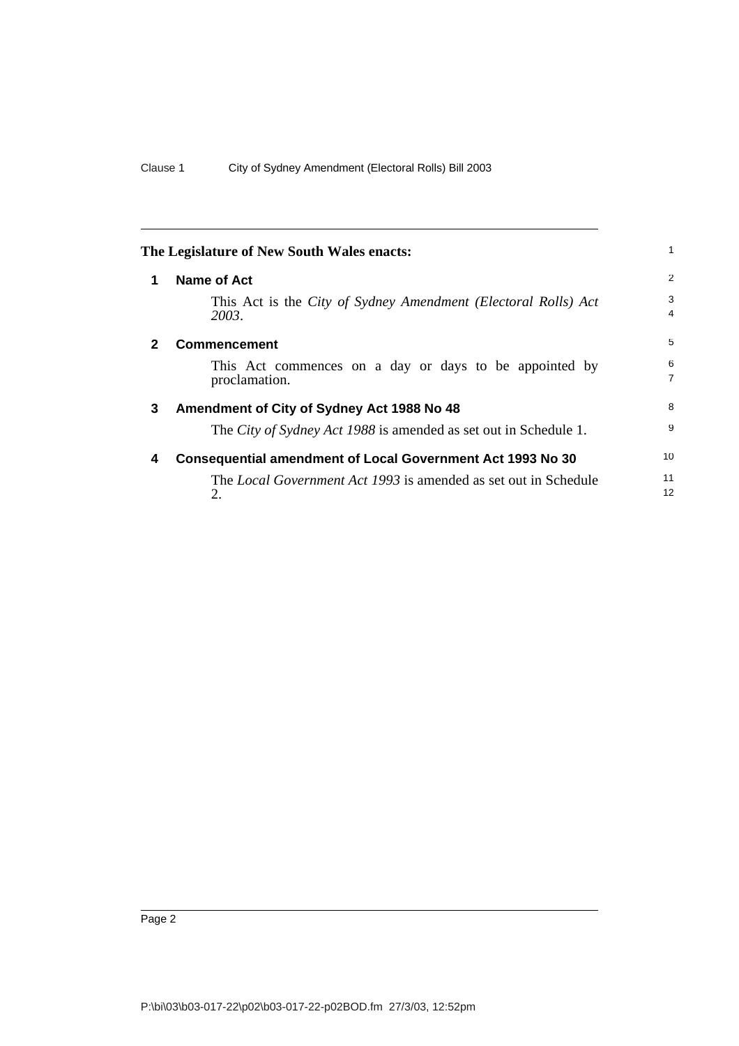**The Legislature of New South Wales enacts:**

## 1 Name of Act

This Act is the *City of Sydney Amendment (Electoral Rolls) Act 2003*.

## 2 Commencement

This Act commences on a day or days to be appointed by proclamation.

## 3 Amendment of City of Sydney Act 1988 No 48

The *City of Sydney Act 1988* is amended as set out in Schedule 1.

## 4 Consequential amendment of Local Government Act 1993 No 30

The *Local Government Act 1993* is amended as set out in Schedule 2.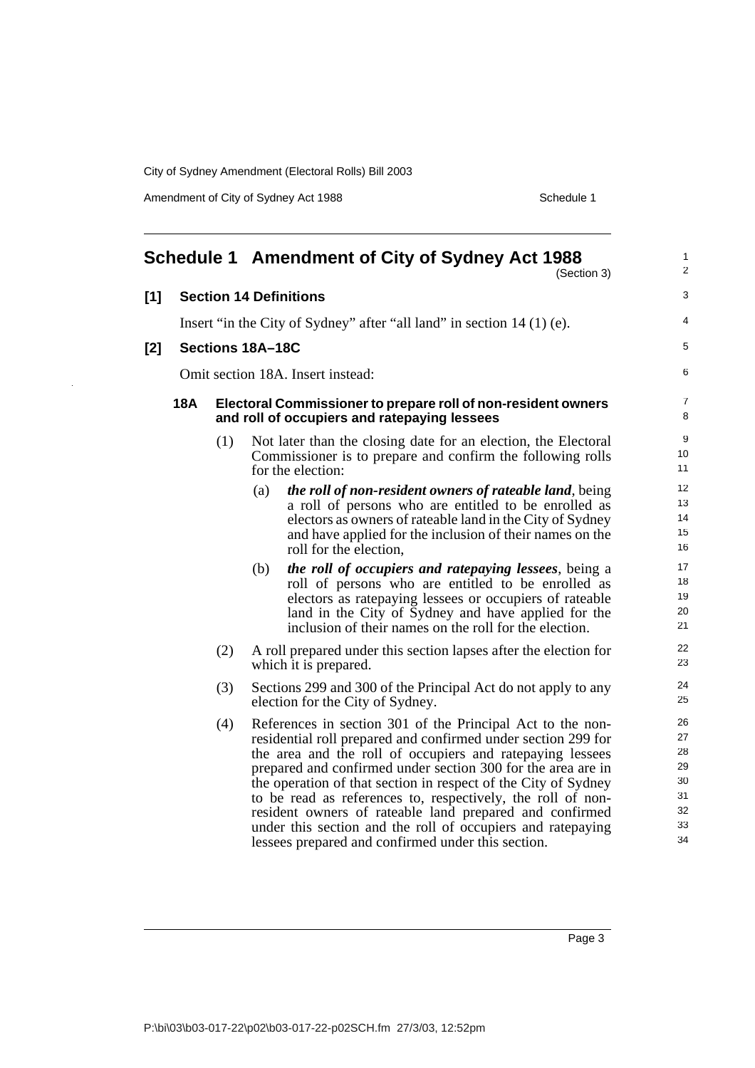# Schedule 1 Amendment of City of Sydney Act 1988

(Section 3)

## [1] Section 14 Definitions

Insert "in the City of Sydney" after "all land" in section 14 (1) (e).

## [2] Sections 18A–18C

Omit section 18A. Insert instead:

### 18A Electoral Commissioner to prepare roll of non-resident owners and roll of occupiers and ratepaying lessees

(1) Not later than the closing date for an election, the Electoral Commissioner is to prepare and confirm the following rolls for the election:

(a) ***the roll of non-resident owners of rateable land***, being a roll of persons who are entitled to be enrolled as electors as owners of rateable land in the City of Sydney and have applied for the inclusion of their names on the roll for the election,

(b) ***the roll of occupiers and ratepaying lessees***, being a roll of persons who are entitled to be enrolled as electors as ratepaying lessees or occupiers of rateable land in the City of Sydney and have applied for the inclusion of their names on the roll for the election.

(2) A roll prepared under this section lapses after the election for which it is prepared.

(3) Sections 299 and 300 of the Principal Act do not apply to any election for the City of Sydney.

(4) References in section 301 of the Principal Act to the non-residential roll prepared and confirmed under section 299 for the area and the roll of occupiers and ratepaying lessees prepared and confirmed under section 300 for the area are in the operation of that section in respect of the City of Sydney to be read as references to, respectively, the roll of non-resident owners of rateable land prepared and confirmed under this section and the roll of occupiers and ratepaying lessees prepared and confirmed under this section.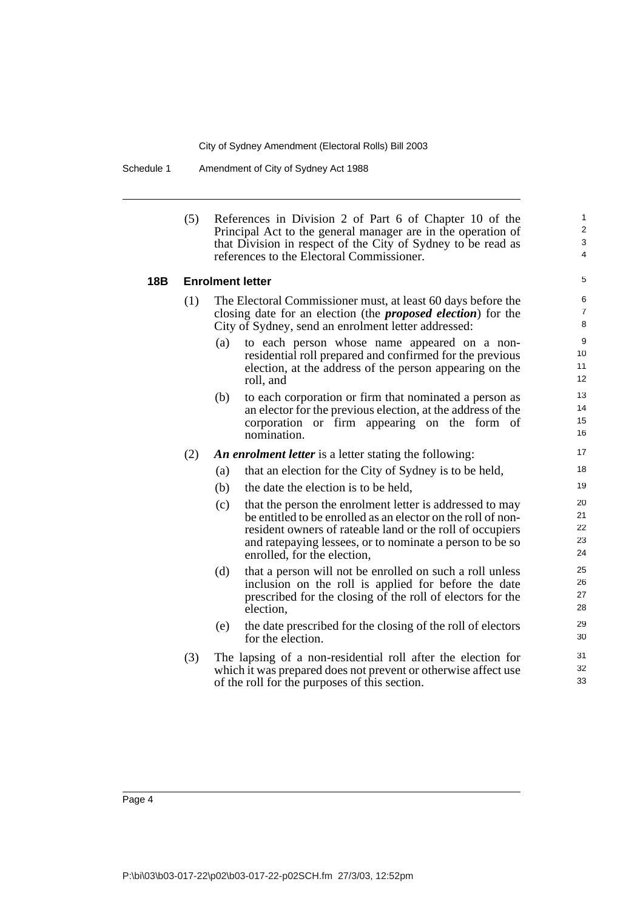(5) References in Division 2 of Part 6 of Chapter 10 of the Principal Act to the general manager are in the operation of that Division in respect of the City of Sydney to be read as references to the Electoral Commissioner.

**18B Enrolment letter**

(1) The Electoral Commissioner must, at least 60 days before the closing date for an election (the ***proposed election***) for the City of Sydney, send an enrolment letter addressed:

- (a) to each person whose name appeared on a non-residential roll prepared and confirmed for the previous election, at the address of the person appearing on the roll, and
- (b) to each corporation or firm that nominated a person as an elector for the previous election, at the address of the corporation or firm appearing on the form of nomination.

(2) ***An enrolment letter*** is a letter stating the following:

- (a) that an election for the City of Sydney is to be held,
- (b) the date the election is to be held,
- (c) that the person the enrolment letter is addressed to may be entitled to be enrolled as an elector on the roll of non-resident owners of rateable land or the roll of occupiers and ratepaying lessees, or to nominate a person to be so enrolled, for the election,
- (d) that a person will not be enrolled on such a roll unless inclusion on the roll is applied for before the date prescribed for the closing of the roll of electors for the election,
- (e) the date prescribed for the closing of the roll of electors for the election.

(3) The lapsing of a non-residential roll after the election for which it was prepared does not prevent or otherwise affect use of the roll for the purposes of this section.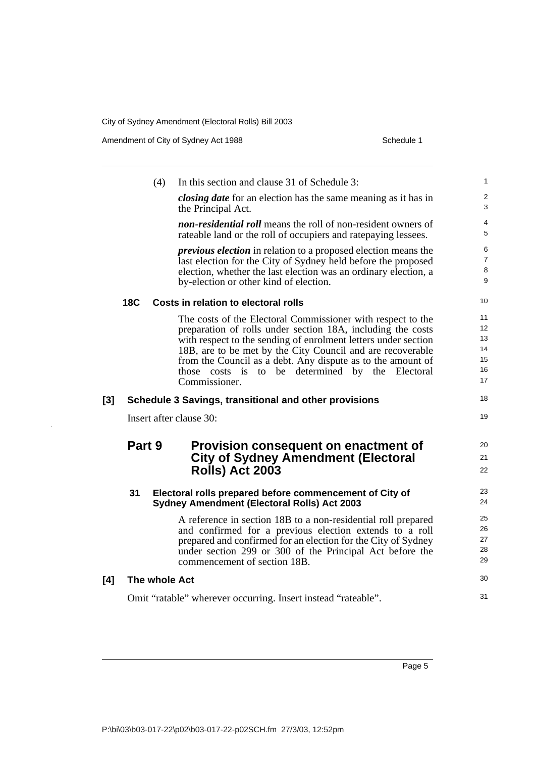(4) In this section and clause 31 of Schedule 3:

***closing date*** for an election has the same meaning as it has in the Principal Act.

***non-residential roll*** means the roll of non-resident owners of rateable land or the roll of occupiers and ratepaying lessees.

***previous election*** in relation to a proposed election means the last election for the City of Sydney held before the proposed election, whether the last election was an ordinary election, a by-election or other kind of election.

#### 18C Costs in relation to electoral rolls

The costs of the Electoral Commissioner with respect to the preparation of rolls under section 18A, including the costs with respect to the sending of enrolment letters under section 18B, are to be met by the City Council and are recoverable from the Council as a debt. Any dispute as to the amount of those costs is to be determined by the Electoral Commissioner.

### [3] Schedule 3 Savings, transitional and other provisions

Insert after clause 30:

## Part 9 Provision consequent on enactment of City of Sydney Amendment (Electoral Rolls) Act 2003

#### 31 Electoral rolls prepared before commencement of City of Sydney Amendment (Electoral Rolls) Act 2003

A reference in section 18B to a non-residential roll prepared and confirmed for a previous election extends to a roll prepared and confirmed for an election for the City of Sydney under section 299 or 300 of the Principal Act before the commencement of section 18B.

### [4] The whole Act

Omit "ratable" wherever occurring. Insert instead "rateable".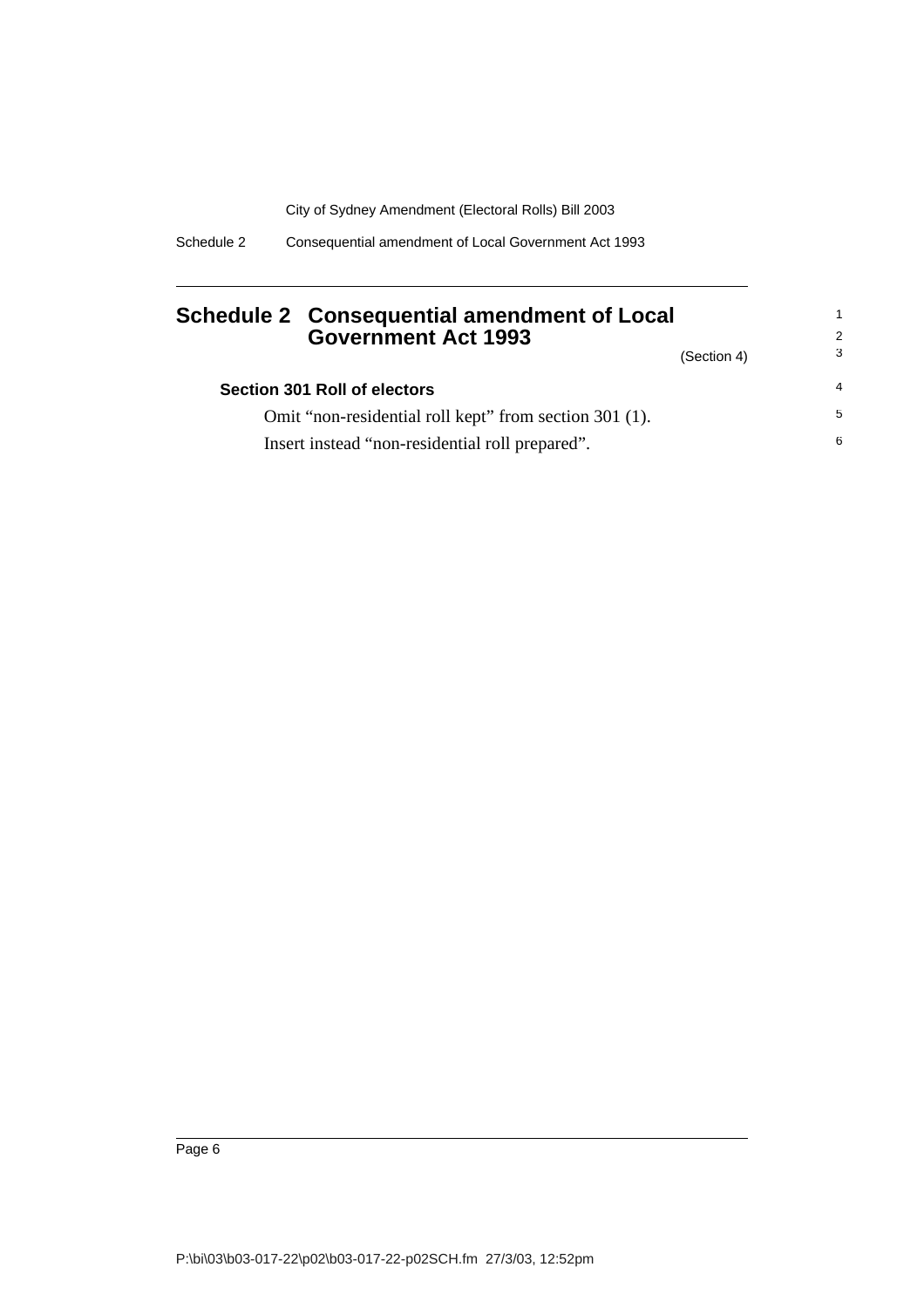# Schedule 2 Consequential amendment of Local Government Act 1993

(Section 4)

**Section 301 Roll of electors**

Omit “non-residential roll kept” from section 301 (1).

Insert instead “non-residential roll prepared”.